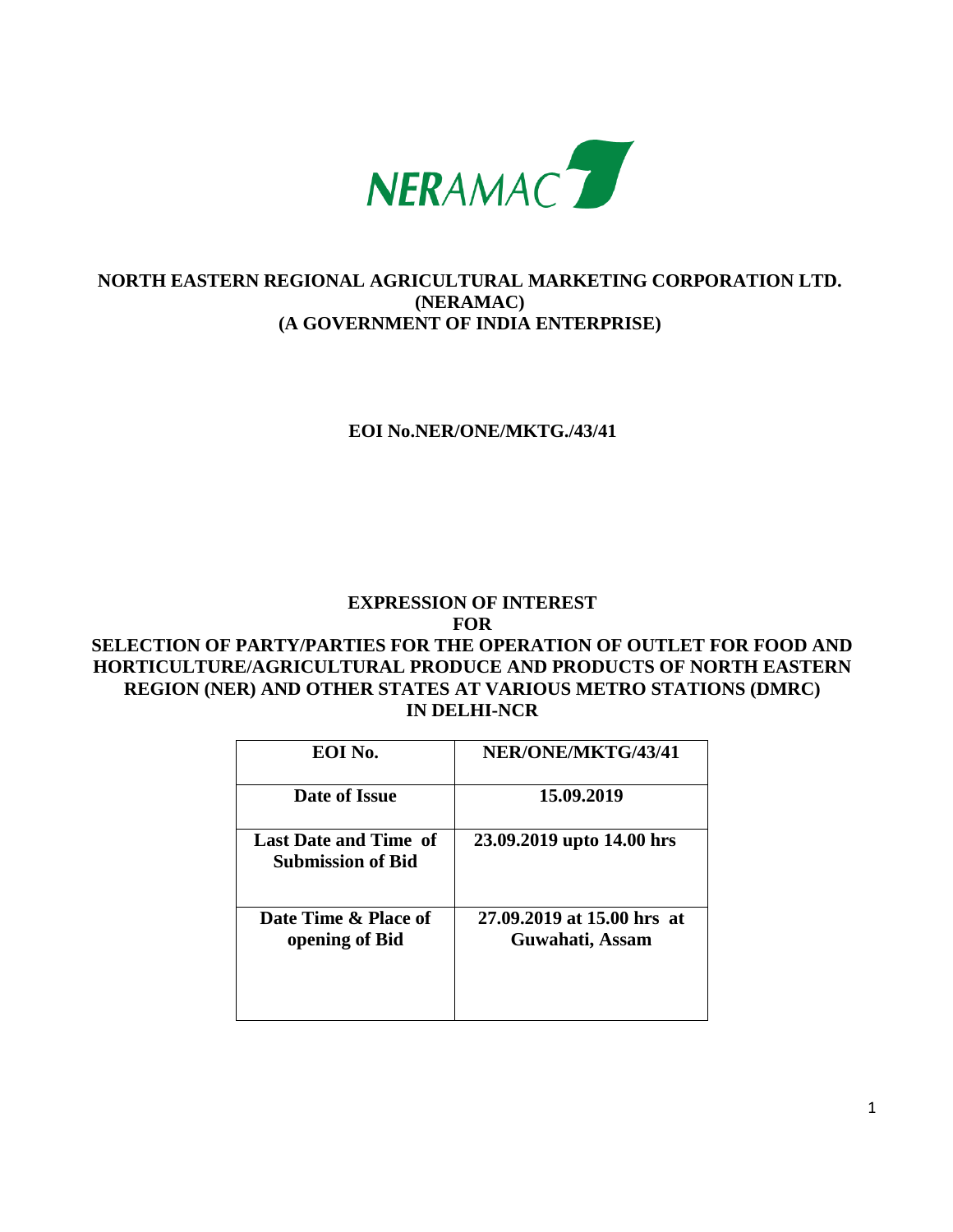NERAMAC

# NORTH EASTERN REGIONAL AGRICULTURAL MARKETING CORPORATION LTD. (NERAMAC)
## (A GOVERNMENT OF INDIA ENTERPRISE)

**EOI No.NER/ONE/MKTG./43/41**

## EXPRESSION OF INTEREST
## FOR
## SELECTION OF PARTY/PARTIES FOR THE OPERATION OF OUTLET FOR FOOD AND HORTICULTURE/AGRICULTURAL PRODUCE AND PRODUCTS OF NORTH EASTERN REGION (NER) AND OTHER STATES AT VARIOUS METRO STATIONS (DMRC) IN DELHI-NCR

| EOI No. | NER/ONE/MKTG/43/41 |
|---|---|
| Date of Issue | 15.09.2019 |
| Last Date and Time of Submission of Bid | 23.09.2019 upto 14.00 hrs |
| Date Time & Place of opening of Bid | 27.09.2019 at 15.00 hrs at Guwahati, Assam |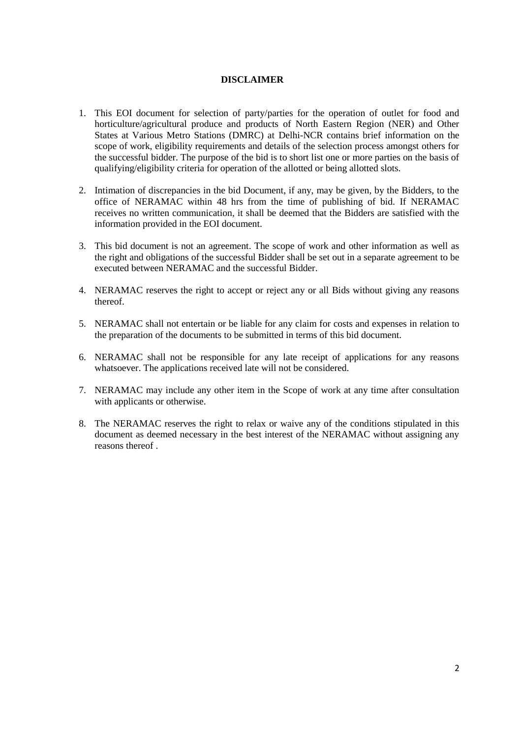**DISCLAIMER**

1. This EOI document for selection of party/parties for the operation of outlet for food and horticulture/agricultural produce and products of North Eastern Region (NER) and Other States at Various Metro Stations (DMRC) at Delhi-NCR contains brief information on the scope of work, eligibility requirements and details of the selection process amongst others for the successful bidder. The purpose of the bid is to short list one or more parties on the basis of qualifying/eligibility criteria for operation of the allotted or being allotted slots.

2. Intimation of discrepancies in the bid Document, if any, may be given, by the Bidders, to the office of NERAMAC within 48 hrs from the time of publishing of bid. If NERAMAC receives no written communication, it shall be deemed that the Bidders are satisfied with the information provided in the EOI document.

3. This bid document is not an agreement. The scope of work and other information as well as the right and obligations of the successful Bidder shall be set out in a separate agreement to be executed between NERAMAC and the successful Bidder.

4. NERAMAC reserves the right to accept or reject any or all Bids without giving any reasons thereof.

5. NERAMAC shall not entertain or be liable for any claim for costs and expenses in relation to the preparation of the documents to be submitted in terms of this bid document.

6. NERAMAC shall not be responsible for any late receipt of applications for any reasons whatsoever. The applications received late will not be considered.

7. NERAMAC may include any other item in the Scope of work at any time after consultation with applicants or otherwise.

8. The NERAMAC reserves the right to relax or waive any of the conditions stipulated in this document as deemed necessary in the best interest of the NERAMAC without assigning any reasons thereof .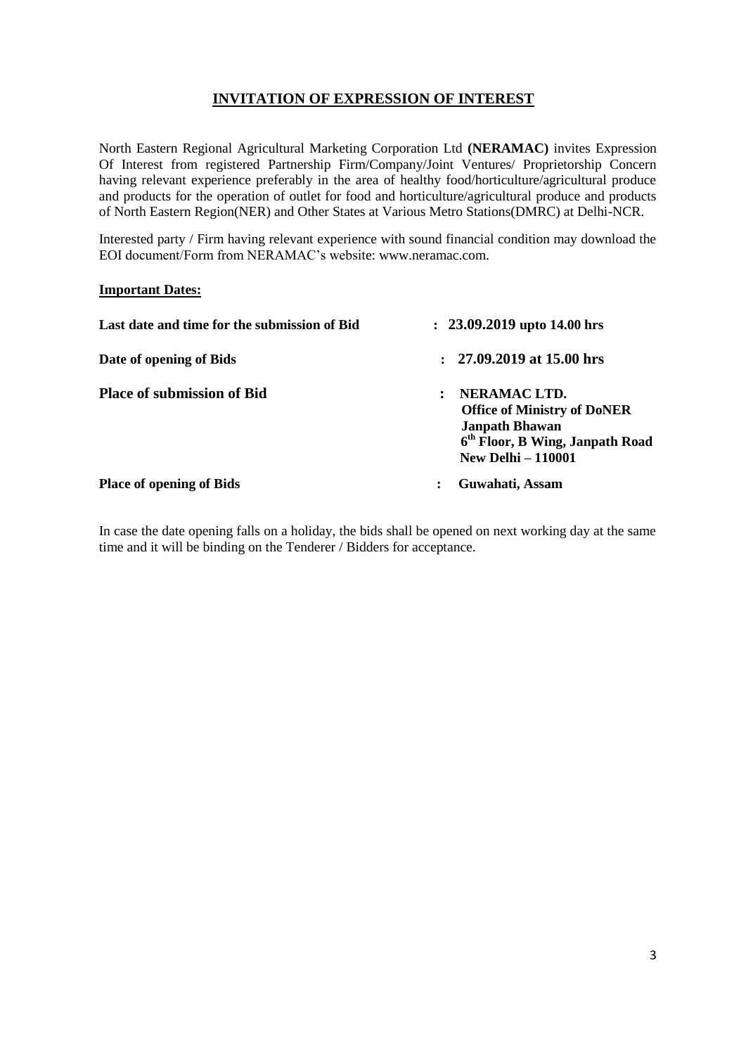# INVITATION OF EXPRESSION OF INTEREST

North Eastern Regional Agricultural Marketing Corporation Ltd **(NERAMAC)** invites Expression Of Interest from registered Partnership Firm/Company/Joint Ventures/ Proprietorship Concern having relevant experience preferably in the area of healthy food/horticulture/agricultural produce and products for the operation of outlet for food and horticulture/agricultural produce and products of North Eastern Region(NER) and Other States at Various Metro Stations(DMRC) at Delhi-NCR.

Interested party / Firm having relevant experience with sound financial condition may download the EOI document/Form from NERAMAC's website: www.neramac.com.

**Important Dates:**

| | | |
|---|---|---|
| **Last date and time for the submission of Bid** | : | **23.09.2019 upto 14.00 hrs** |
| **Date of opening of Bids** | : | **27.09.2019 at 15.00 hrs** |
| **Place of submission of Bid** | : | **NERAMAC LTD.**<br>**Office of Ministry of DoNER**<br>**Janpath Bhawan**<br>**6th Floor, B Wing, Janpath Road**<br>**New Delhi – 110001** |
| **Place of opening of Bids** | : | **Guwahati, Assam** |

In case the date opening falls on a holiday, the bids shall be opened on next working day at the same time and it will be binding on the Tenderer / Bidders for acceptance.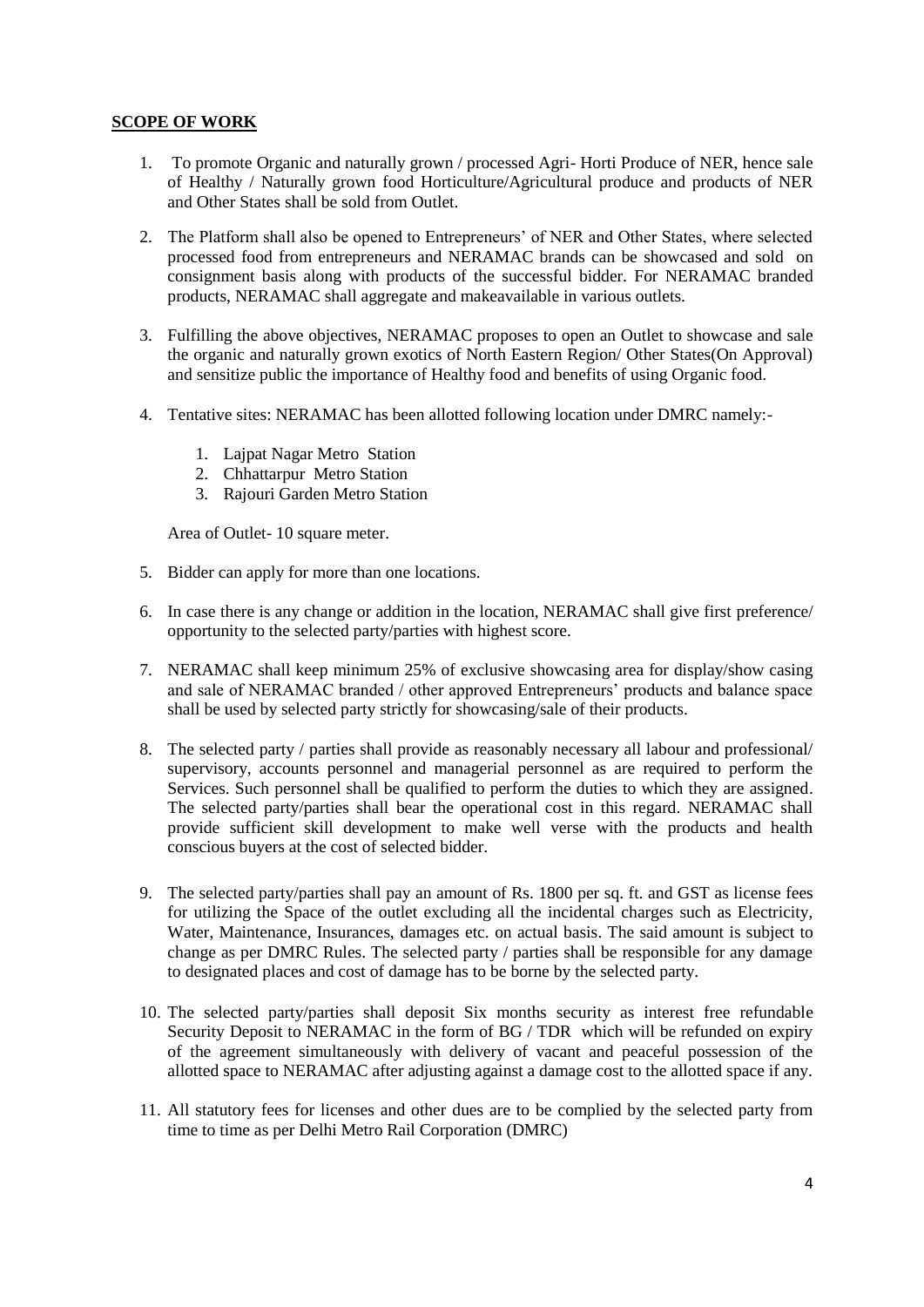## SCOPE OF WORK

1. To promote Organic and naturally grown / processed Agri- Horti Produce of NER, hence sale of Healthy / Naturally grown food Horticulture/Agricultural produce and products of NER and Other States shall be sold from Outlet.

2. The Platform shall also be opened to Entrepreneurs' of NER and Other States, where selected processed food from entrepreneurs and NERAMAC brands can be showcased and sold on consignment basis along with products of the successful bidder. For NERAMAC branded products, NERAMAC shall aggregate and makeavailable in various outlets.

3. Fulfilling the above objectives, NERAMAC proposes to open an Outlet to showcase and sale the organic and naturally grown exotics of North Eastern Region/ Other States(On Approval) and sensitize public the importance of Healthy food and benefits of using Organic food.

4. Tentative sites: NERAMAC has been allotted following location under DMRC namely:-

    1. Lajpat Nagar Metro Station
    2. Chhattarpur Metro Station
    3. Rajouri Garden Metro Station

    Area of Outlet- 10 square meter.

5. Bidder can apply for more than one locations.

6. In case there is any change or addition in the location, NERAMAC shall give first preference/ opportunity to the selected party/parties with highest score.

7. NERAMAC shall keep minimum 25% of exclusive showcasing area for display/show casing and sale of NERAMAC branded / other approved Entrepreneurs' products and balance space shall be used by selected party strictly for showcasing/sale of their products.

8. The selected party / parties shall provide as reasonably necessary all labour and professional/ supervisory, accounts personnel and managerial personnel as are required to perform the Services. Such personnel shall be qualified to perform the duties to which they are assigned. The selected party/parties shall bear the operational cost in this regard. NERAMAC shall provide sufficient skill development to make well verse with the products and health conscious buyers at the cost of selected bidder.

9. The selected party/parties shall pay an amount of Rs. 1800 per sq. ft. and GST as license fees for utilizing the Space of the outlet excluding all the incidental charges such as Electricity, Water, Maintenance, Insurances, damages etc. on actual basis. The said amount is subject to change as per DMRC Rules. The selected party / parties shall be responsible for any damage to designated places and cost of damage has to be borne by the selected party.

10. The selected party/parties shall deposit Six months security as interest free refundable Security Deposit to NERAMAC in the form of BG / TDR which will be refunded on expiry of the agreement simultaneously with delivery of vacant and peaceful possession of the allotted space to NERAMAC after adjusting against a damage cost to the allotted space if any.

11. All statutory fees for licenses and other dues are to be complied by the selected party from time to time as per Delhi Metro Rail Corporation (DMRC)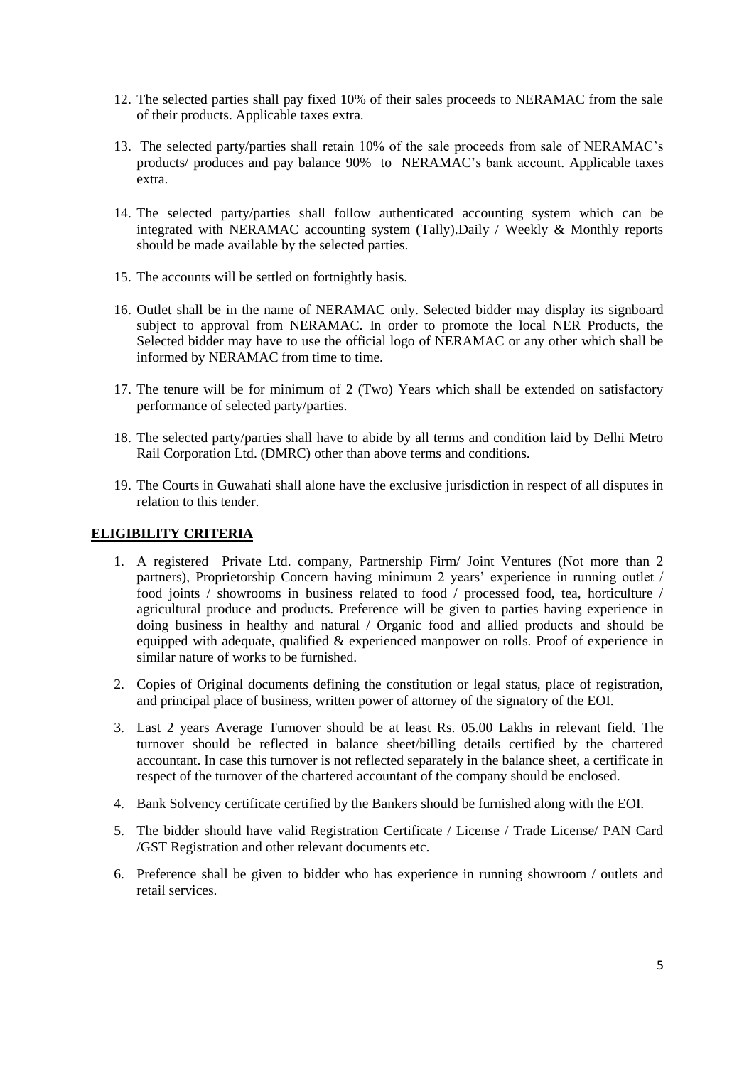12. The selected parties shall pay fixed 10% of their sales proceeds to NERAMAC from the sale of their products. Applicable taxes extra.

13. The selected party/parties shall retain 10% of the sale proceeds from sale of NERAMAC's products/ produces and pay balance 90% to NERAMAC's bank account. Applicable taxes extra.

14. The selected party/parties shall follow authenticated accounting system which can be integrated with NERAMAC accounting system (Tally).Daily / Weekly & Monthly reports should be made available by the selected parties.

15. The accounts will be settled on fortnightly basis.

16. Outlet shall be in the name of NERAMAC only. Selected bidder may display its signboard subject to approval from NERAMAC. In order to promote the local NER Products, the Selected bidder may have to use the official logo of NERAMAC or any other which shall be informed by NERAMAC from time to time.

17. The tenure will be for minimum of 2 (Two) Years which shall be extended on satisfactory performance of selected party/parties.

18. The selected party/parties shall have to abide by all terms and condition laid by Delhi Metro Rail Corporation Ltd. (DMRC) other than above terms and conditions.

19. The Courts in Guwahati shall alone have the exclusive jurisdiction in respect of all disputes in relation to this tender.

## ELIGIBILITY CRITERIA

1. A registered Private Ltd. company, Partnership Firm/ Joint Ventures (Not more than 2 partners), Proprietorship Concern having minimum 2 years' experience in running outlet / food joints / showrooms in business related to food / processed food, tea, horticulture / agricultural produce and products. Preference will be given to parties having experience in doing business in healthy and natural / Organic food and allied products and should be equipped with adequate, qualified & experienced manpower on rolls. Proof of experience in similar nature of works to be furnished.

2. Copies of Original documents defining the constitution or legal status, place of registration, and principal place of business, written power of attorney of the signatory of the EOI.

3. Last 2 years Average Turnover should be at least Rs. 05.00 Lakhs in relevant field. The turnover should be reflected in balance sheet/billing details certified by the chartered accountant. In case this turnover is not reflected separately in the balance sheet, a certificate in respect of the turnover of the chartered accountant of the company should be enclosed.

4. Bank Solvency certificate certified by the Bankers should be furnished along with the EOI.

5. The bidder should have valid Registration Certificate / License / Trade License/ PAN Card /GST Registration and other relevant documents etc.

6. Preference shall be given to bidder who has experience in running showroom / outlets and retail services.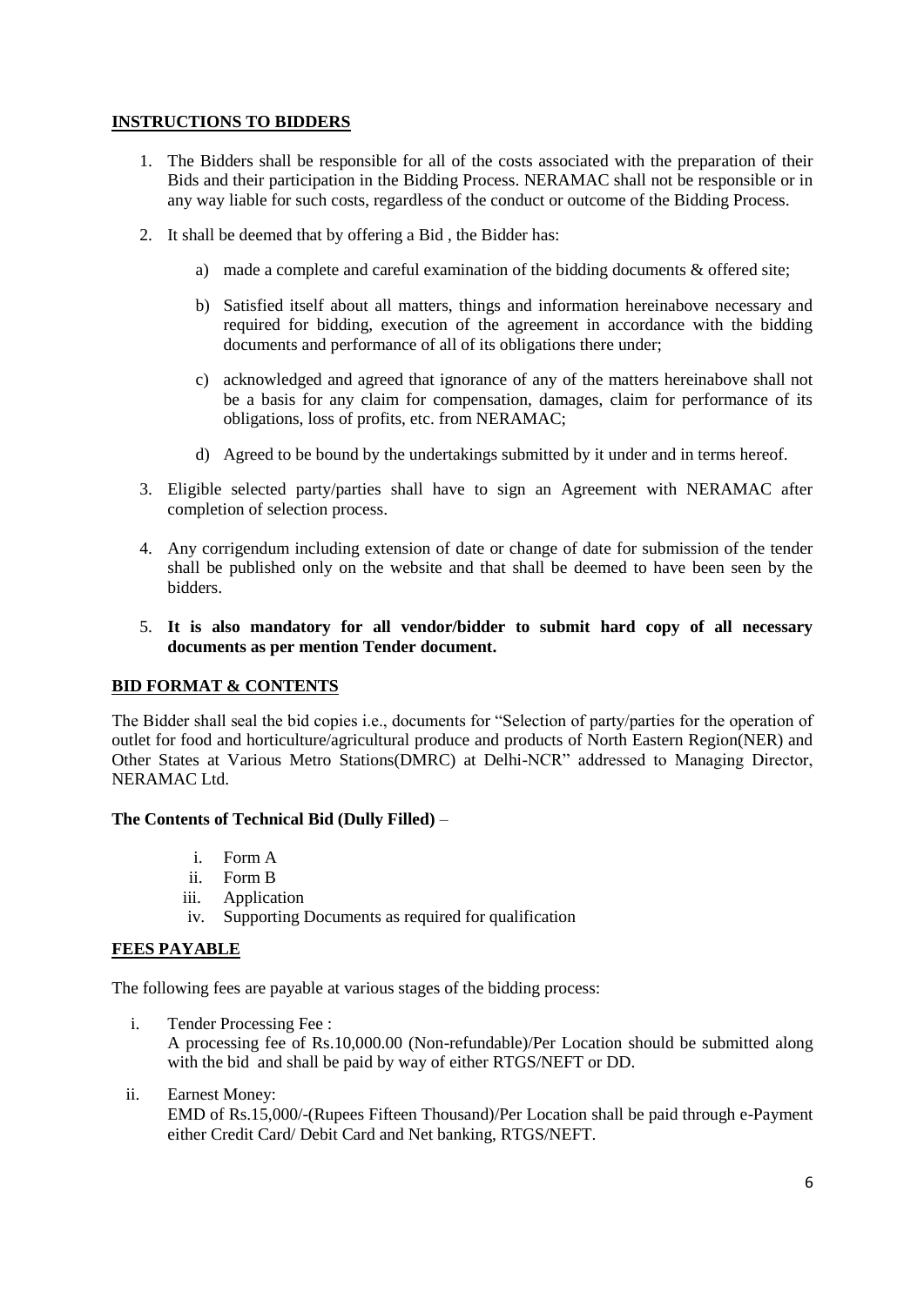## INSTRUCTIONS TO BIDDERS

1. The Bidders shall be responsible for all of the costs associated with the preparation of their Bids and their participation in the Bidding Process. NERAMAC shall not be responsible or in any way liable for such costs, regardless of the conduct or outcome of the Bidding Process.
2. It shall be deemed that by offering a Bid , the Bidder has:
   a) made a complete and careful examination of the bidding documents & offered site;
   b) Satisfied itself about all matters, things and information hereinabove necessary and required for bidding, execution of the agreement in accordance with the bidding documents and performance of all of its obligations there under;
   c) acknowledged and agreed that ignorance of any of the matters hereinabove shall not be a basis for any claim for compensation, damages, claim for performance of its obligations, loss of profits, etc. from NERAMAC;
   d) Agreed to be bound by the undertakings submitted by it under and in terms hereof.
3. Eligible selected party/parties shall have to sign an Agreement with NERAMAC after completion of selection process.
4. Any corrigendum including extension of date or change of date for submission of the tender shall be published only on the website and that shall be deemed to have been seen by the bidders.
5. **It is also mandatory for all vendor/bidder to submit hard copy of all necessary documents as per mention Tender document.**

## BID FORMAT & CONTENTS

The Bidder shall seal the bid copies i.e., documents for "Selection of party/parties for the operation of outlet for food and horticulture/agricultural produce and products of North Eastern Region(NER) and Other States at Various Metro Stations(DMRC) at Delhi-NCR" addressed to Managing Director, NERAMAC Ltd.

**The Contents of Technical Bid (Dully Filled)** –

i. Form A
ii. Form B
iii. Application
iv. Supporting Documents as required for qualification

## FEES PAYABLE

The following fees are payable at various stages of the bidding process:

i. Tender Processing Fee :
   A processing fee of Rs.10,000.00 (Non-refundable)/Per Location should be submitted along with the bid and shall be paid by way of either RTGS/NEFT or DD.

ii. Earnest Money:
   EMD of Rs.15,000/-(Rupees Fifteen Thousand)/Per Location shall be paid through e-Payment either Credit Card/ Debit Card and Net banking, RTGS/NEFT.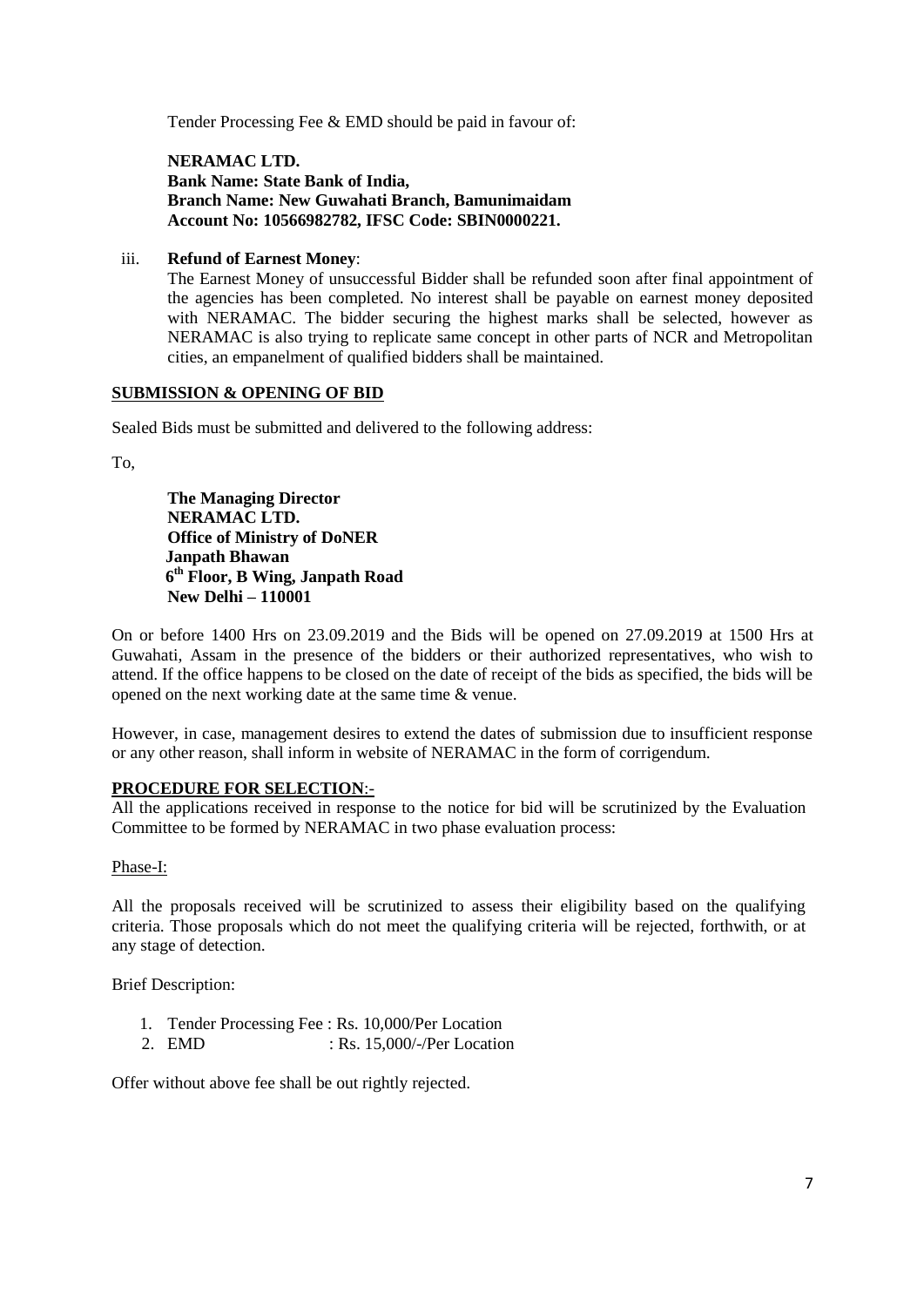Tender Processing Fee & EMD should be paid in favour of:

**NERAMAC LTD.**
**Bank Name: State Bank of India,**
**Branch Name: New Guwahati Branch, Bamunimaidam**
**Account No: 10566982782, IFSC Code: SBIN0000221.**

iii. **Refund of Earnest Money**:
The Earnest Money of unsuccessful Bidder shall be refunded soon after final appointment of the agencies has been completed. No interest shall be payable on earnest money deposited with NERAMAC. The bidder securing the highest marks shall be selected, however as NERAMAC is also trying to replicate same concept in other parts of NCR and Metropolitan cities, an empanelment of qualified bidders shall be maintained.

**SUBMISSION & OPENING OF BID**

Sealed Bids must be submitted and delivered to the following address:

To,

**The Managing Director**
**NERAMAC LTD.**
**Office of Ministry of DoNER**
**Janpath Bhawan**
**6th Floor, B Wing, Janpath Road**
**New Delhi – 110001**

On or before 1400 Hrs on 23.09.2019 and the Bids will be opened on 27.09.2019 at 1500 Hrs at Guwahati, Assam in the presence of the bidders or their authorized representatives, who wish to attend. If the office happens to be closed on the date of receipt of the bids as specified, the bids will be opened on the next working date at the same time & venue.

However, in case, management desires to extend the dates of submission due to insufficient response or any other reason, shall inform in website of NERAMAC in the form of corrigendum.

**PROCEDURE FOR SELECTION**:-
All the applications received in response to the notice for bid will be scrutinized by the Evaluation Committee to be formed by NERAMAC in two phase evaluation process:

Phase-I:

All the proposals received will be scrutinized to assess their eligibility based on the qualifying criteria. Those proposals which do not meet the qualifying criteria will be rejected, forthwith, or at any stage of detection.

Brief Description:

1. Tender Processing Fee : Rs. 10,000/Per Location
2. EMD : Rs. 15,000/-/Per Location

Offer without above fee shall be out rightly rejected.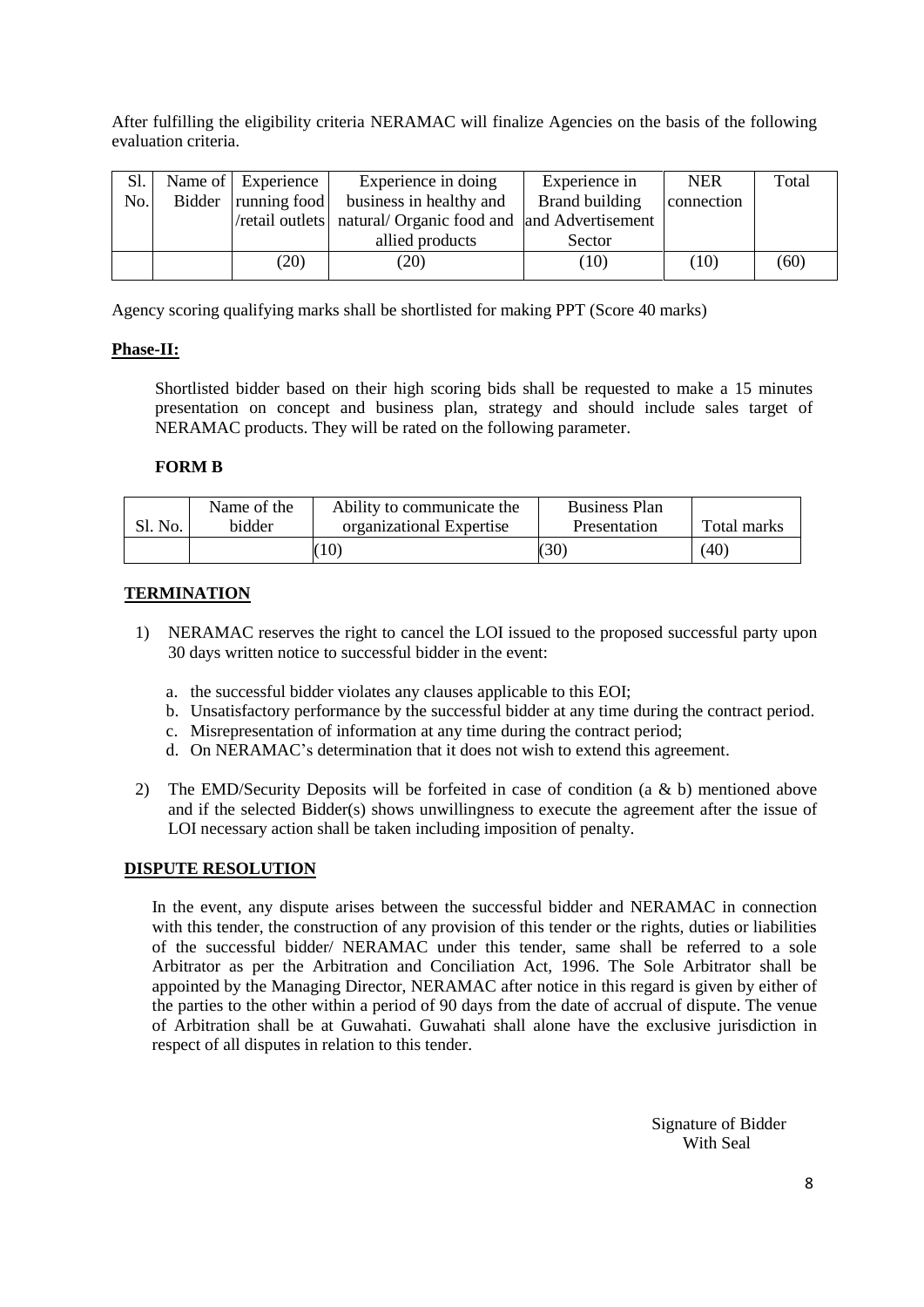After fulfilling the eligibility criteria NERAMAC will finalize Agencies on the basis of the following evaluation criteria.

| Sl. No. | Name of Bidder | Experience running food /retail outlets | Experience in doing business in healthy and natural/ Organic food and allied products | Experience in Brand building and Advertisement Sector | NER connection | Total |
|---|---|---|---|---|---|---|
| | | (20) | (20) | (10) | (10) | (60) |

Agency scoring qualifying marks shall be shortlisted for making PPT (Score 40 marks)

**Phase-II:**

Shortlisted bidder based on their high scoring bids shall be requested to make a 15 minutes presentation on concept and business plan, strategy and should include sales target of NERAMAC products. They will be rated on the following parameter.

**FORM B**

| Sl. No. | Name of the bidder | Ability to communicate the organizational Expertise | Business Plan Presentation | Total marks |
|---|---|---|---|---|
| | | (10) | (30) | (40) |

**TERMINATION**

1) NERAMAC reserves the right to cancel the LOI issued to the proposed successful party upon 30 days written notice to successful bidder in the event:

   a. the successful bidder violates any clauses applicable to this EOI;
   b. Unsatisfactory performance by the successful bidder at any time during the contract period.
   c. Misrepresentation of information at any time during the contract period;
   d. On NERAMAC's determination that it does not wish to extend this agreement.

2) The EMD/Security Deposits will be forfeited in case of condition (a & b) mentioned above and if the selected Bidder(s) shows unwillingness to execute the agreement after the issue of LOI necessary action shall be taken including imposition of penalty.

**DISPUTE RESOLUTION**

In the event, any dispute arises between the successful bidder and NERAMAC in connection with this tender, the construction of any provision of this tender or the rights, duties or liabilities of the successful bidder/ NERAMAC under this tender, same shall be referred to a sole Arbitrator as per the Arbitration and Conciliation Act, 1996. The Sole Arbitrator shall be appointed by the Managing Director, NERAMAC after notice in this regard is given by either of the parties to the other within a period of 90 days from the date of accrual of dispute. The venue of Arbitration shall be at Guwahati. Guwahati shall alone have the exclusive jurisdiction in respect of all disputes in relation to this tender.

Signature of Bidder
With Seal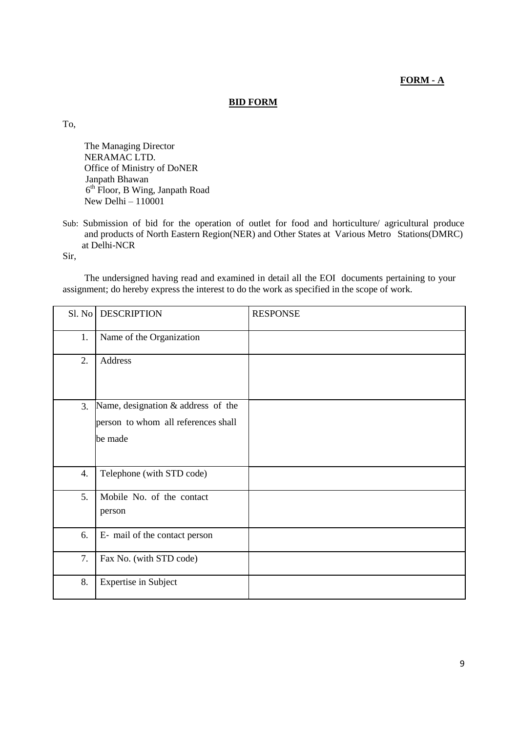**FORM - A**

**BID FORM**

To,

The Managing Director
NERAMAC LTD.
Office of Ministry of DoNER
Janpath Bhawan
6th Floor, B Wing, Janpath Road
New Delhi – 110001

Sub: Submission of bid for the operation of outlet for food and horticulture/ agricultural produce and products of North Eastern Region(NER) and Other States at Various Metro Stations(DMRC) at Delhi-NCR

Sir,

The undersigned having read and examined in detail all the EOI documents pertaining to your assignment; do hereby express the interest to do the work as specified in the scope of work.

| Sl. No | DESCRIPTION | RESPONSE |
|---|---|---|
| 1. | Name of the Organization | |
| 2. | Address | |
| 3. | Name, designation & address of the person to whom all references shall be made | |
| 4. | Telephone (with STD code) | |
| 5. | Mobile No. of the contact person | |
| 6. | E- mail of the contact person | |
| 7. | Fax No. (with STD code) | |
| 8. | Expertise in Subject | |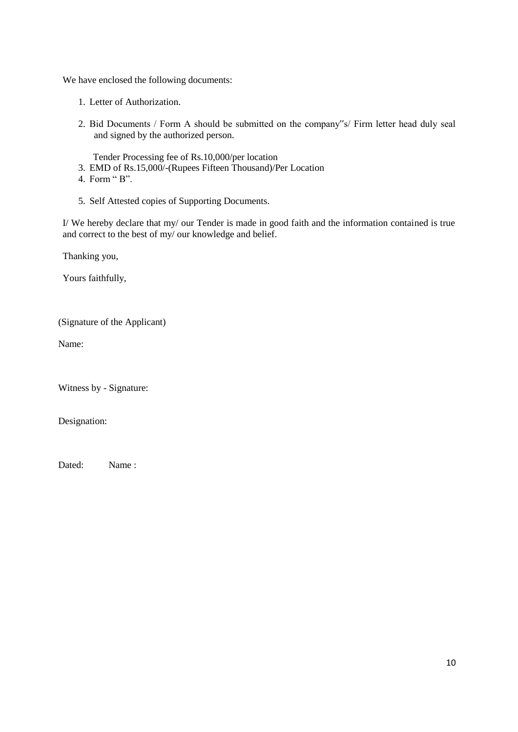We have enclosed the following documents:

1. Letter of Authorization.
2. Bid Documents / Form A should be submitted on the company"s/ Firm letter head duly seal and signed by the authorized person.

   Tender Processing fee of Rs.10,000/per location
3. EMD of Rs.15,000/-(Rupees Fifteen Thousand)/Per Location
4. Form " B".
5. Self Attested copies of Supporting Documents.

I/ We hereby declare that my/ our Tender is made in good faith and the information contained is true and correct to the best of my/ our knowledge and belief.

Thanking you,

Yours faithfully,

(Signature of the Applicant)

Name:

Witness by - Signature:

Designation:

Dated: Name :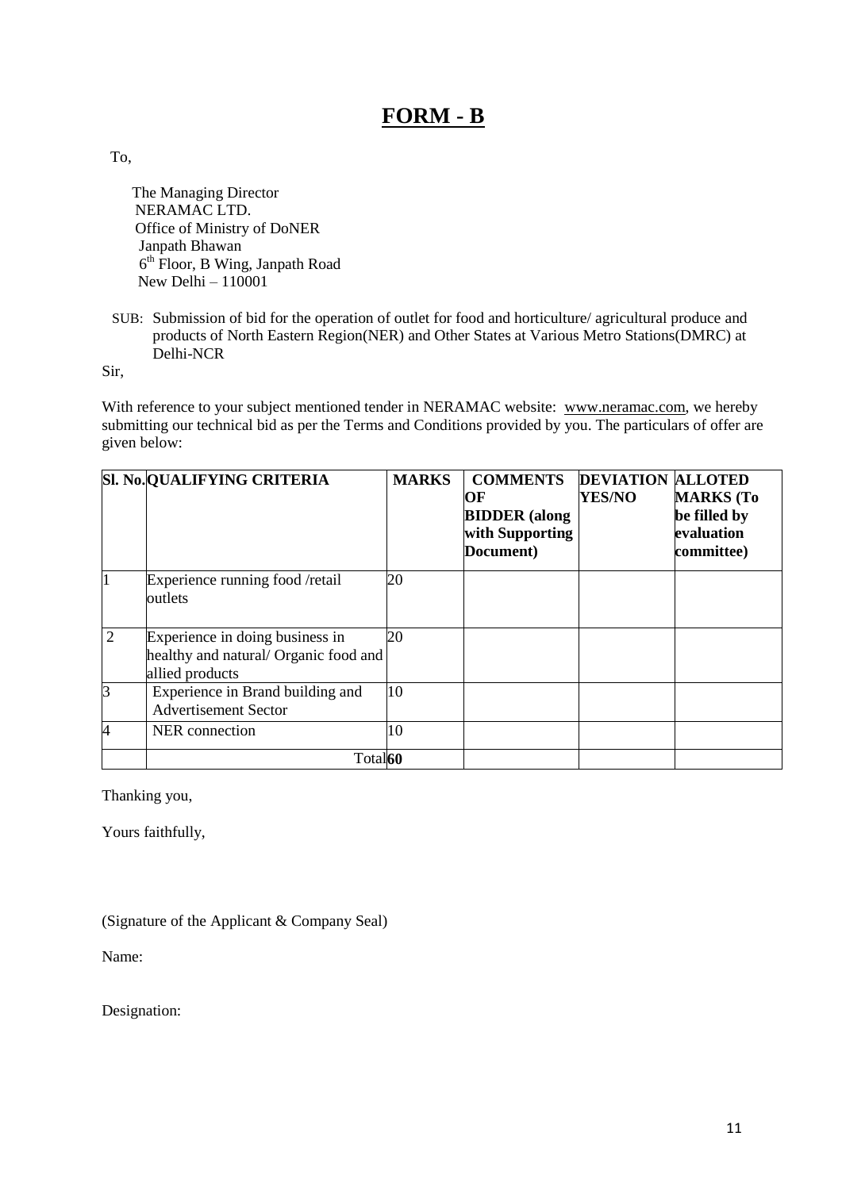# FORM - B

To,

The Managing Director
NERAMAC LTD.
Office of Ministry of DoNER
Janpath Bhawan
6th Floor, B Wing, Janpath Road
New Delhi – 110001

SUB: Submission of bid for the operation of outlet for food and horticulture/ agricultural produce and products of North Eastern Region(NER) and Other States at Various Metro Stations(DMRC) at Delhi-NCR

Sir,

With reference to your subject mentioned tender in NERAMAC website: www.neramac.com, we hereby submitting our technical bid as per the Terms and Conditions provided by you. The particulars of offer are given below:

| Sl. No. | QUALIFYING CRITERIA | MARKS | COMMENTS OF BIDDER (along with Supporting Document) | DEVIATION YES/NO | ALLOTED MARKS (To be filled by evaluation committee) |
|---|---|---|---|---|---|
| 1 | Experience running food /retail outlets | 20 | | | |
| 2 | Experience in doing business in healthy and natural/ Organic food and allied products | 20 | | | |
| 3 | Experience in Brand building and Advertisement Sector | 10 | | | |
| 4 | NER connection | 10 | | | |
| | Total | **60** | | | |

Thanking you,

Yours faithfully,

(Signature of the Applicant & Company Seal)

Name:

Designation: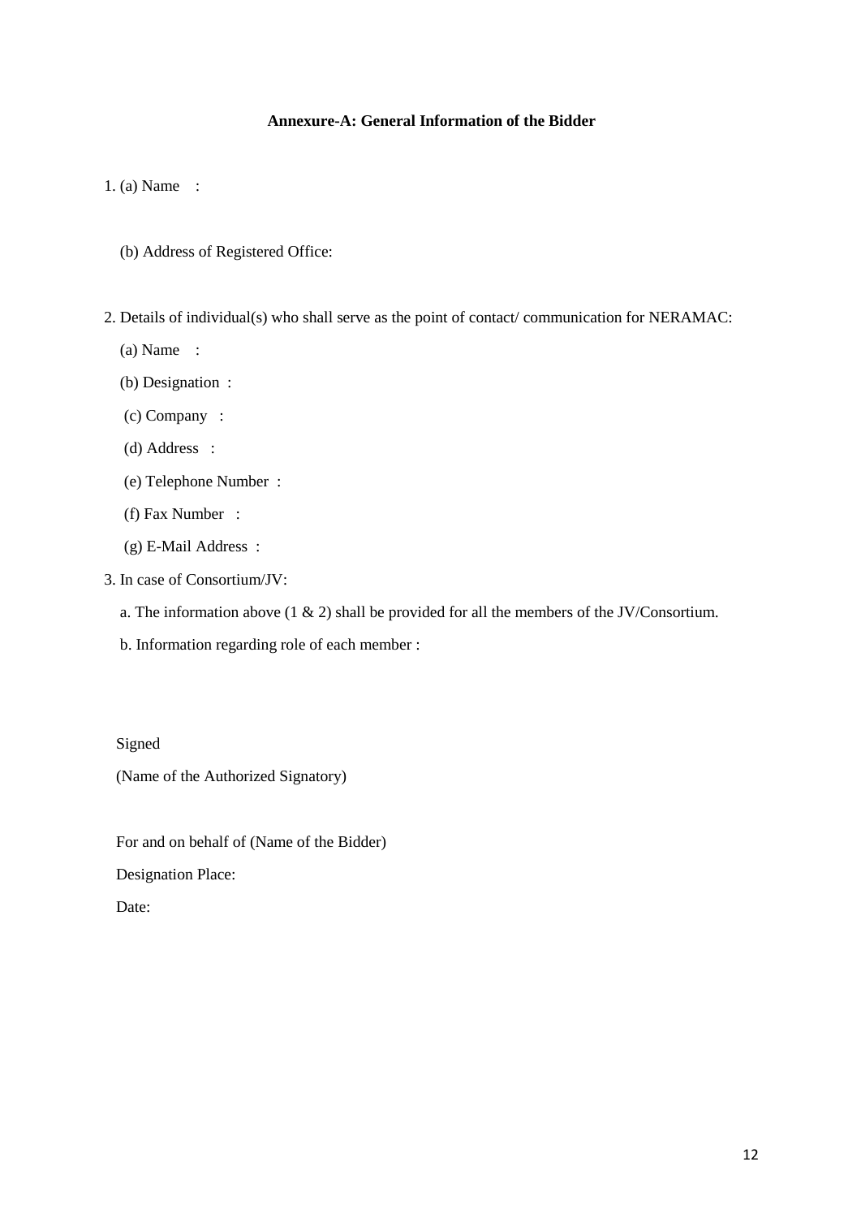**Annexure-A: General Information of the Bidder**

1. (a) Name :

   (b) Address of Registered Office:

2. Details of individual(s) who shall serve as the point of contact/ communication for NERAMAC:

   (a) Name :

   (b) Designation :

   (c) Company :

   (d) Address :

   (e) Telephone Number :

   (f) Fax Number :

   (g) E-Mail Address :

3. In case of Consortium/JV:

   a. The information above (1 & 2) shall be provided for all the members of the JV/Consortium.

   b. Information regarding role of each member :

Signed

(Name of the Authorized Signatory)

For and on behalf of (Name of the Bidder)

Designation Place:

Date: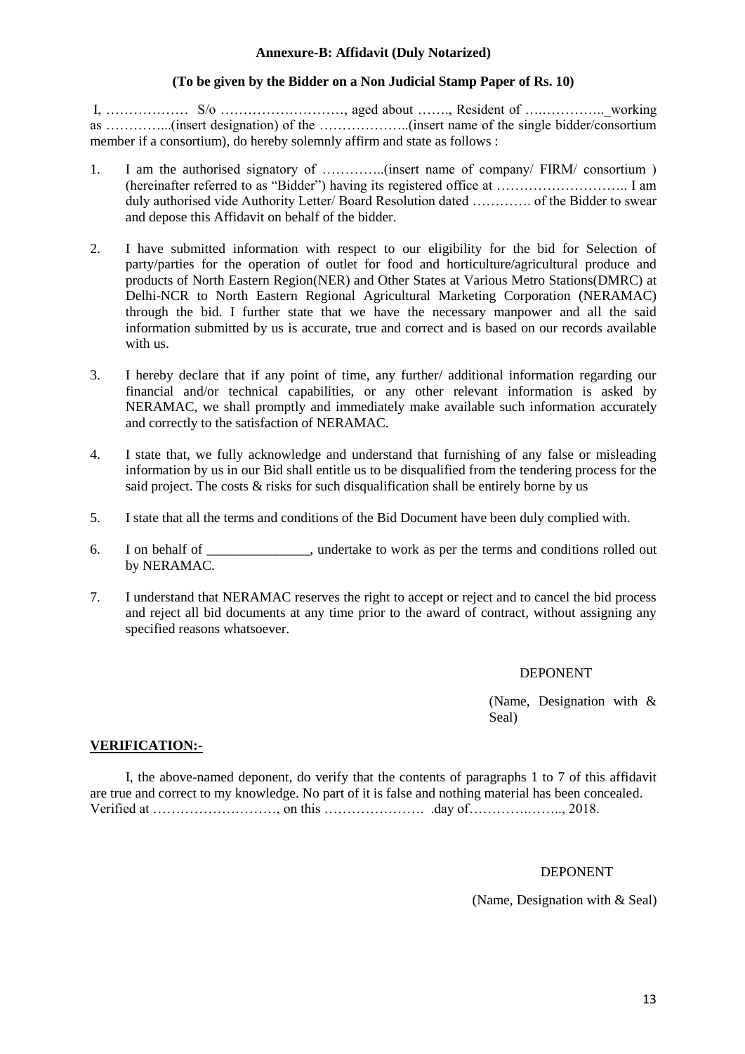**Annexure-B: Affidavit (Duly Notarized)**

**(To be given by the Bidder on a Non Judicial Stamp Paper of Rs. 10)**

I, ……………… S/o ………………………, aged about ……., Resident of ….…………..\_working as …………...(insert designation) of the ………………..(insert name of the single bidder/consortium member if a consortium), do hereby solemnly affirm and state as follows :

1. I am the authorised signatory of …………..(insert name of company/ FIRM/ consortium ) (hereinafter referred to as "Bidder") having its registered office at ……………………….. I am duly authorised vide Authority Letter/ Board Resolution dated …………. of the Bidder to swear and depose this Affidavit on behalf of the bidder.

2. I have submitted information with respect to our eligibility for the bid for Selection of party/parties for the operation of outlet for food and horticulture/agricultural produce and products of North Eastern Region(NER) and Other States at Various Metro Stations(DMRC) at Delhi-NCR to North Eastern Regional Agricultural Marketing Corporation (NERAMAC) through the bid. I further state that we have the necessary manpower and all the said information submitted by us is accurate, true and correct and is based on our records available with us.

3. I hereby declare that if any point of time, any further/ additional information regarding our financial and/or technical capabilities, or any other relevant information is asked by NERAMAC, we shall promptly and immediately make available such information accurately and correctly to the satisfaction of NERAMAC.

4. I state that, we fully acknowledge and understand that furnishing of any false or misleading information by us in our Bid shall entitle us to be disqualified from the tendering process for the said project. The costs & risks for such disqualification shall be entirely borne by us

5. I state that all the terms and conditions of the Bid Document have been duly complied with.

6. I on behalf of \_\_\_\_\_\_\_\_\_\_\_\_\_\_\_, undertake to work as per the terms and conditions rolled out by NERAMAC.

7. I understand that NERAMAC reserves the right to accept or reject and to cancel the bid process and reject all bid documents at any time prior to the award of contract, without assigning any specified reasons whatsoever.

DEPONENT

(Name, Designation with & Seal)

**VERIFICATION:-**

I, the above-named deponent, do verify that the contents of paragraphs 1 to 7 of this affidavit are true and correct to my knowledge. No part of it is false and nothing material has been concealed. Verified at ………………………, on this …………………. .day of…………….…….., 2018.

DEPONENT

(Name, Designation with & Seal)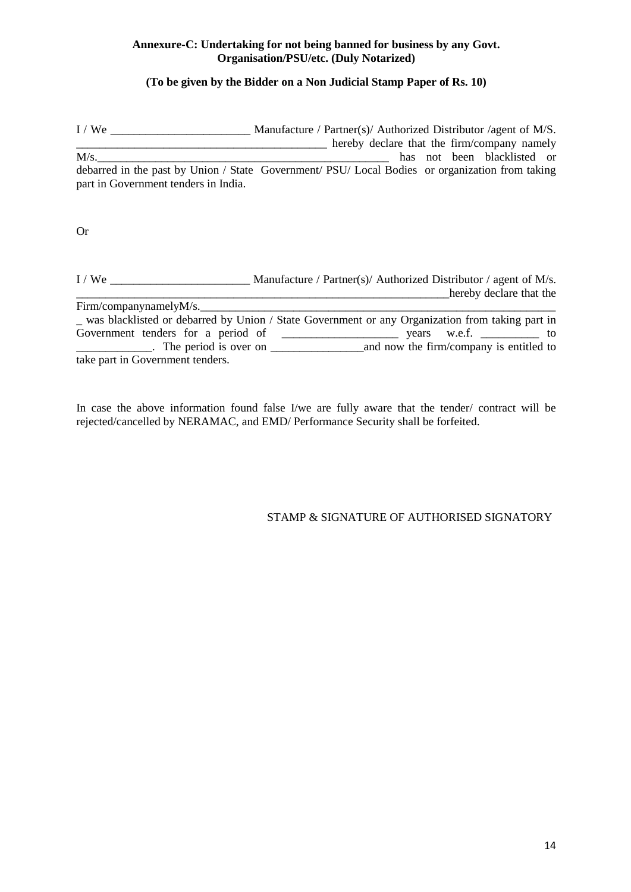**Annexure-C: Undertaking for not being banned for business by any Govt. Organisation/PSU/etc. (Duly Notarized)**

**(To be given by the Bidder on a Non Judicial Stamp Paper of Rs. 10)**

I / We ________________________ Manufacture / Partner(s)/ Authorized Distributor /agent of M/S. ___________________________________________ hereby declare that the firm/company namely M/s.___________________________________________________ has not been blacklisted or debarred in the past by Union / State Government/ PSU/ Local Bodies or organization from taking part in Government tenders in India.

Or

I / We ________________________ Manufacture / Partner(s)/ Authorized Distributor / agent of M/s. _________________________________________________________________hereby declare that the Firm/companynamelyM/s.__________________________________________________________________ _ was blacklisted or debarred by Union / State Government or any Organization from taking part in Government tenders for a period of ____________________ years w.e.f. __________ to _____________. The period is over on ________________and now the firm/company is entitled to take part in Government tenders.

In case the above information found false I/we are fully aware that the tender/ contract will be rejected/cancelled by NERAMAC, and EMD/ Performance Security shall be forfeited.

STAMP & SIGNATURE OF AUTHORISED SIGNATORY